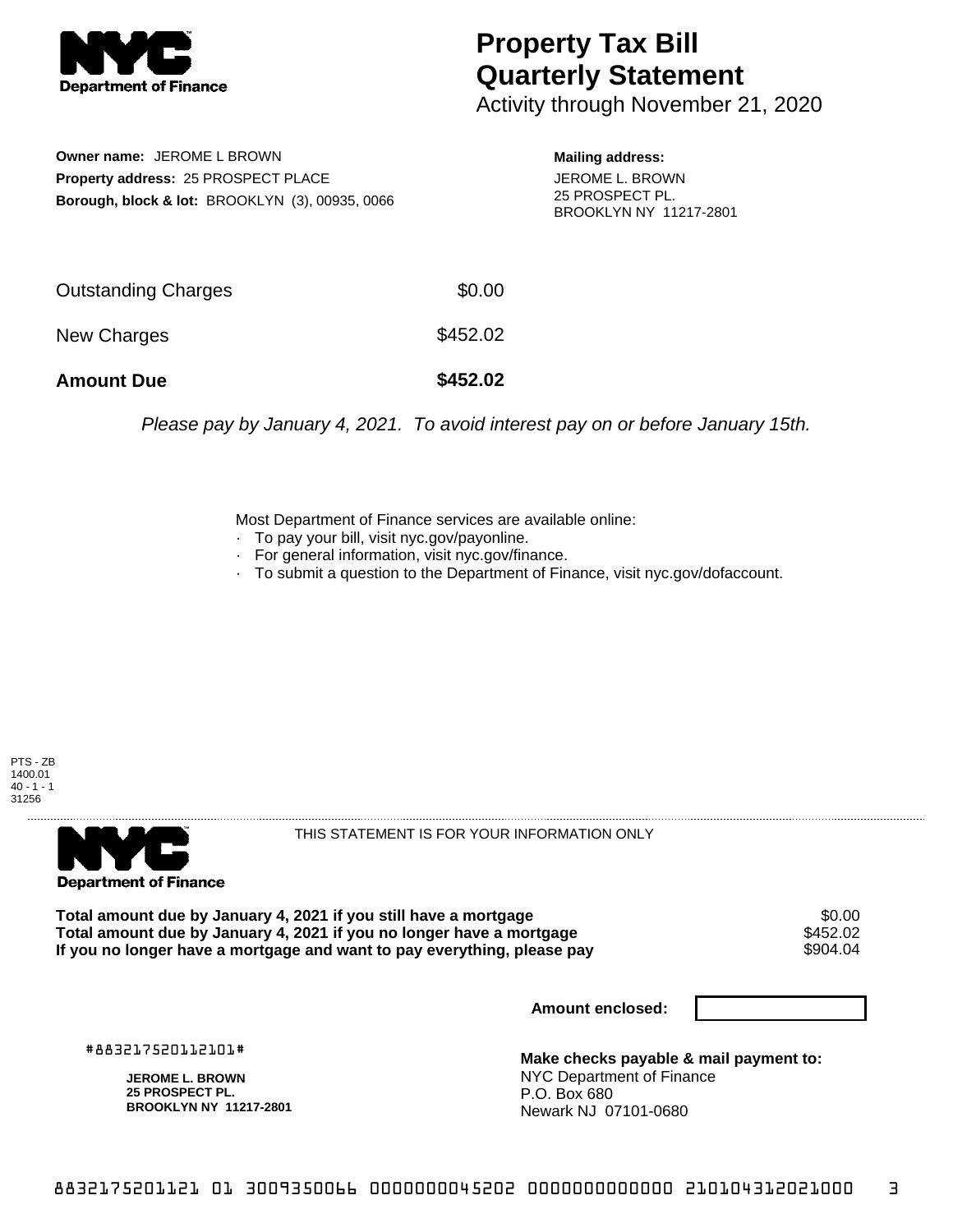# Property Tax Bill Quarterly Statement

Activity through November 21, 2020

**Owner name:** JEROME L BROWN
**Property address:** 25 PROSPECT PLACE
**Borough, block & lot:** BROOKLYN (3), 00935, 0066

**Mailing address:**
JEROME L. BROWN
25 PROSPECT PL.
BROOKLYN NY 11217-2801

| | |
|---|---|
| Outstanding Charges | $0.00 |
| New Charges | $452.02 |
| **Amount Due** | **$452.02** |

*Please pay by January 4, 2021. To avoid interest pay on or before January 15th.*

Most Department of Finance services are available online:
- To pay your bill, visit nyc.gov/payonline.
- For general information, visit nyc.gov/finance.
- To submit a question to the Department of Finance, visit nyc.gov/dofaccount.

PTS - ZB
1400.01
40 - 1 - 1
31256

THIS STATEMENT IS FOR YOUR INFORMATION ONLY

| | |
|---|---|
| **Total amount due by January 4, 2021 if you still have a mortgage** | $0.00 |
| **Total amount due by January 4, 2021 if you no longer have a mortgage** | $452.02 |
| **If you no longer have a mortgage and want to pay everything, please pay** | $904.04 |

**Amount enclosed:**

#883217520112101#

**JEROME L. BROWN**
**25 PROSPECT PL.**
**BROOKLYN NY 11217-2801**

**Make checks payable & mail payment to:**
NYC Department of Finance
P.O. Box 680
Newark NJ 07101-0680

8832175201121 01 3009350066 0000000045202 0000000000000 210104312021000 3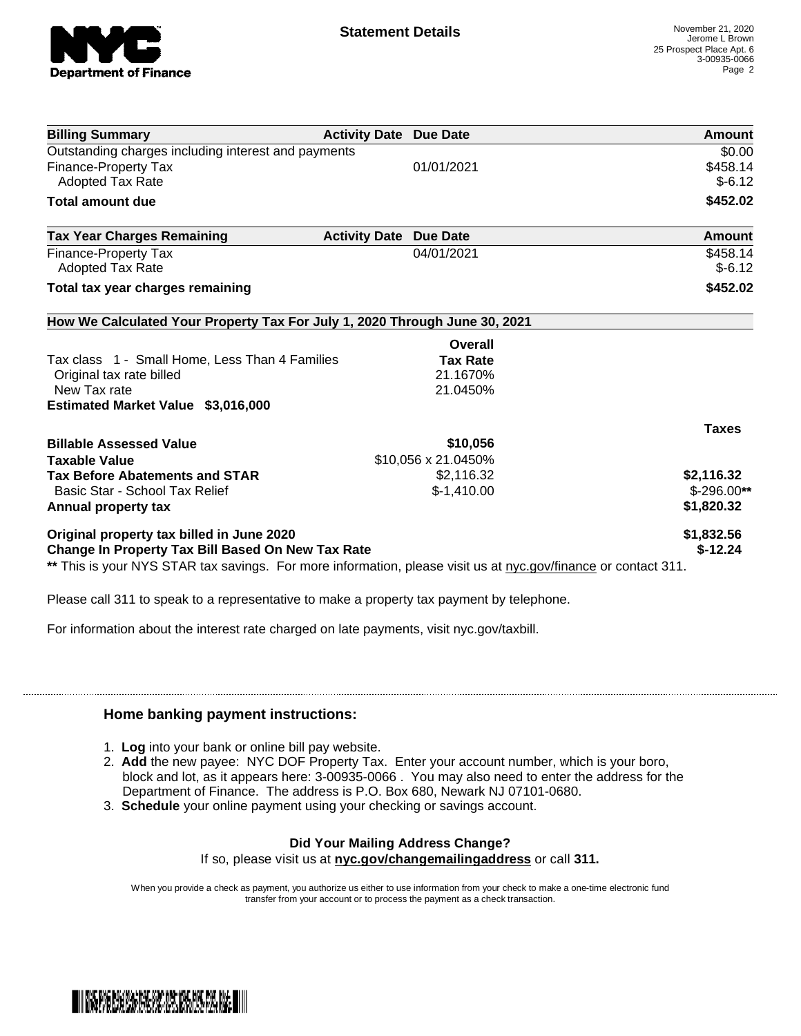# Statement Details

November 21, 2020
Jerome L Brown
25 Prospect Place Apt. 6
3-00935-0066

| Billing Summary | Activity Date | Due Date | Amount |
| --- | --- | --- | --- |
| Outstanding charges including interest and payments | | | $0.00 |
| Finance-Property Tax | | 01/01/2021 | $458.14 |
| Adopted Tax Rate | | | $-6.12 |
| **Total amount due** | | | **$452.02** |

| Tax Year Charges Remaining | Activity Date | Due Date | Amount |
| --- | --- | --- | --- |
| Finance-Property Tax | | 04/01/2021 | $458.14 |
| Adopted Tax Rate | | | $-6.12 |
| **Total tax year charges remaining** | | | **$452.02** |

## How We Calculated Your Property Tax For July 1, 2020 Through June 30, 2021

| | Overall Tax Rate | Taxes |
| --- | --- | --- |
| Tax class 1 - Small Home, Less Than 4 Families | | |
| Original tax rate billed | 21.1670% | |
| New Tax rate | 21.0450% | |
| **Estimated Market Value $3,016,000** | | |
| **Billable Assessed Value** | **$10,056** | |
| **Taxable Value** | $10,056 x 21.0450% | |
| **Tax Before Abatements and STAR** | $2,116.32 | **$2,116.32** |
| Basic Star - School Tax Relief | $-1,410.00 | $-296.00** |
| **Annual property tax** | | **$1,820.32** |
| **Original property tax billed in June 2020** | | **$1,832.56** |
| **Change In Property Tax Bill Based On New Tax Rate** | | **$-12.24** |

** This is your NYS STAR tax savings. For more information, please visit us at nyc.gov/finance or contact 311.

Please call 311 to speak to a representative to make a property tax payment by telephone.

For information about the interest rate charged on late payments, visit nyc.gov/taxbill.

### Home banking payment instructions:

1. **Log** into your bank or online bill pay website.
2. **Add** the new payee: NYC DOF Property Tax. Enter your account number, which is your boro, block and lot, as it appears here: 3-00935-0066 . You may also need to enter the address for the Department of Finance. The address is P.O. Box 680, Newark NJ 07101-0680.
3. **Schedule** your online payment using your checking or savings account.

**Did Your Mailing Address Change?**
If so, please visit us at **nyc.gov/changemailingaddress** or call **311.**

When you provide a check as payment, you authorize us either to use information from your check to make a one-time electronic fund transfer from your account or to process the payment as a check transaction.